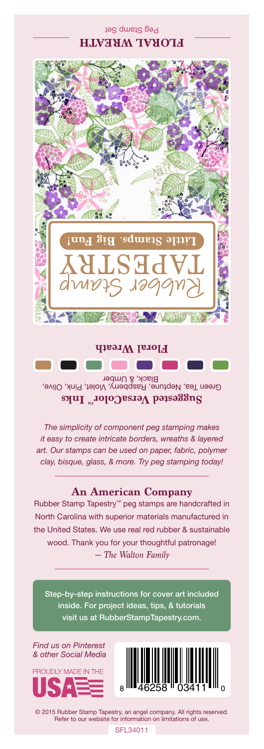# FLORAL WREATH

Peg Stamp Set

Rubber Stamp TAPESTRY

Little Stamps. Big Fun!

**Floral Wreath**

**Suggested VersaColor™ Inks**

Green Tea, Neptune, Raspberry, Violet, Pink, Olive, Black, & Umber

*The simplicity of component peg stamping makes it easy to create intricate borders, wreaths & layered art. Our stamps can be used on paper, fabric, polymer clay, bisque, glass, & more. Try peg stamping today!*

## An American Company

Rubber Stamp Tapestry™ peg stamps are handcrafted in North Carolina with superior materials manufactured in the United States. We use real red rubber & sustainable wood. Thank you for your thoughtful patronage!

*— The Walton Family*

Step-by-step instructions for cover art included inside. For project ideas, tips, & tutorials visit us at RubberStampTapestry.com.

*Find us on Pinterest & other Social Media*

PROUDLY MADE IN THE USA

8 46258 03411 0

© 2015 Rubber Stamp Tapestry, an angel company. All rights reserved. Refer to our website for information on limitations of use.

SFL34011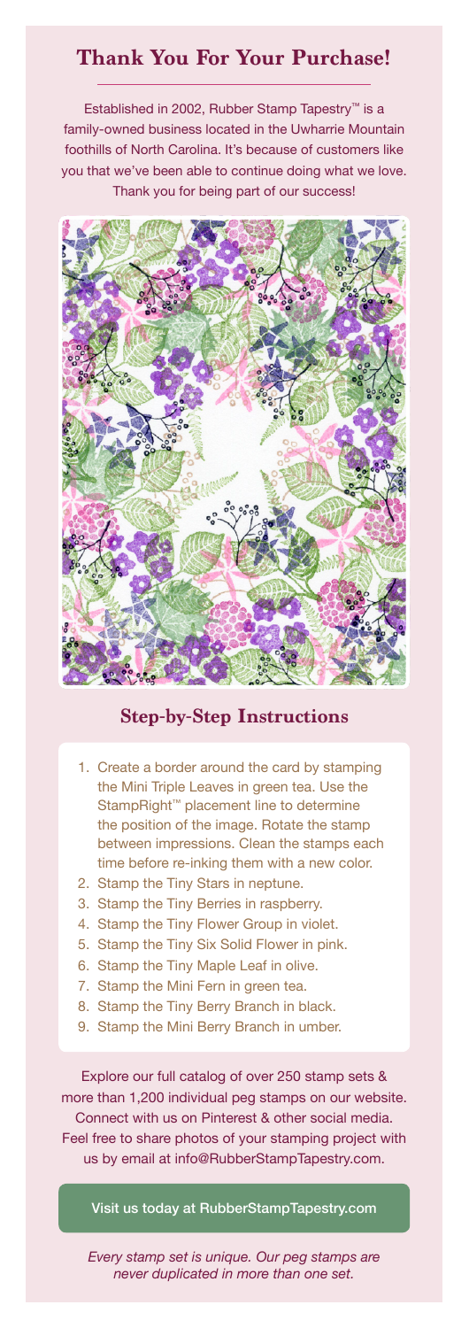## Thank You For Your Purchase!

Established in 2002, Rubber Stamp Tapestry™ is a family-owned business located in the Uwharrie Mountain foothills of North Carolina. It's because of customers like you that we've been able to continue doing what we love. Thank you for being part of our success!

## Step-by-Step Instructions

1. Create a border around the card by stamping the Mini Triple Leaves in green tea. Use the StampRight™ placement line to determine the position of the image. Rotate the stamp between impressions. Clean the stamps each time before re-inking them with a new color.
2. Stamp the Tiny Stars in neptune.
3. Stamp the Tiny Berries in raspberry.
4. Stamp the Tiny Flower Group in violet.
5. Stamp the Tiny Six Solid Flower in pink.
6. Stamp the Tiny Maple Leaf in olive.
7. Stamp the Mini Fern in green tea.
8. Stamp the Tiny Berry Branch in black.
9. Stamp the Mini Berry Branch in umber.

Explore our full catalog of over 250 stamp sets & more than 1,200 individual peg stamps on our website. Connect with us on Pinterest & other social media. Feel free to share photos of your stamping project with us by email at info@RubberStampTapestry.com.

Visit us today at RubberStampTapestry.com

*Every stamp set is unique. Our peg stamps are never duplicated in more than one set.*